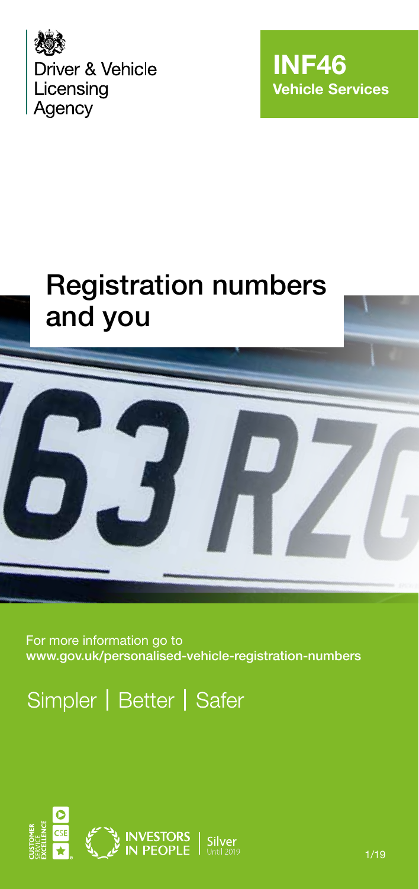Driver & Vehicle Licensing Agency

**INF46**
**Vehicle Services**

# Registration numbers and you

For more information go to
**www.gov.uk/personalised-vehicle-registration-numbers**

Simpler | Better | Safer

Investors in People Silver Until 2019

1/19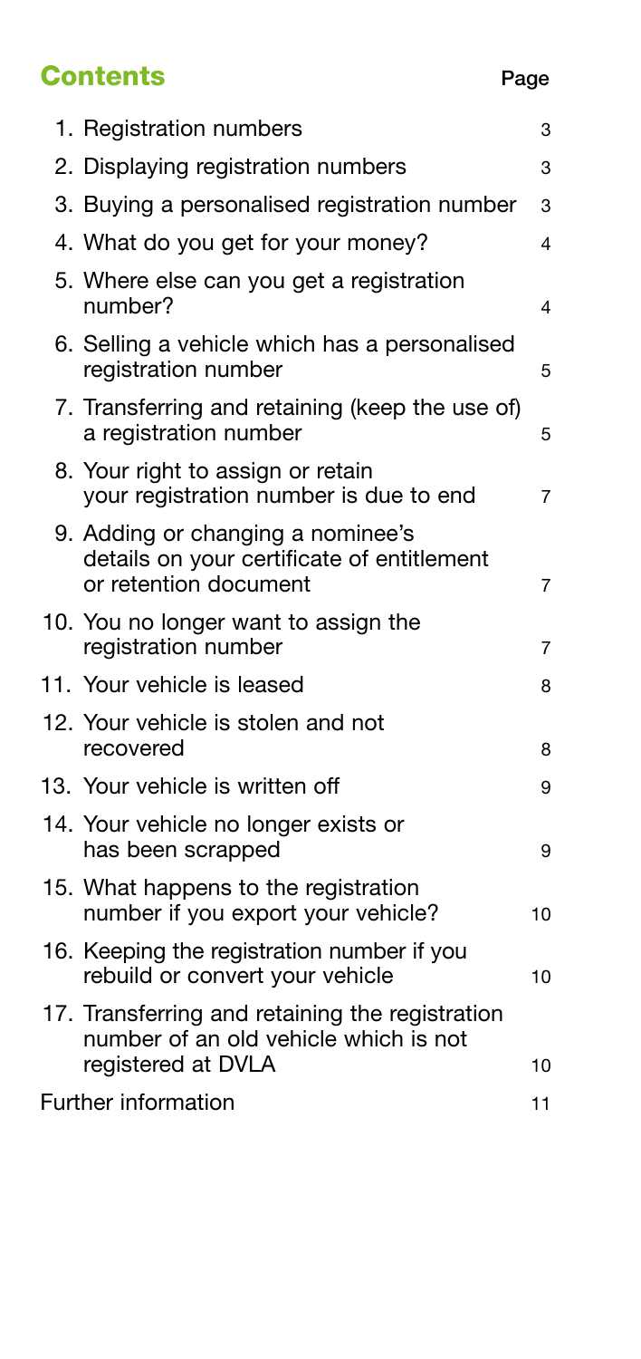## Contents

| | Page |
|---|---|
| 1. Registration numbers | 3 |
| 2. Displaying registration numbers | 3 |
| 3. Buying a personalised registration number | 3 |
| 4. What do you get for your money? | 4 |
| 5. Where else can you get a registration number? | 4 |
| 6. Selling a vehicle which has a personalised registration number | 5 |
| 7. Transferring and retaining (keep the use of) a registration number | 5 |
| 8. Your right to assign or retain your registration number is due to end | 7 |
| 9. Adding or changing a nominee's details on your certificate of entitlement or retention document | 7 |
| 10. You no longer want to assign the registration number | 7 |
| 11. Your vehicle is leased | 8 |
| 12. Your vehicle is stolen and not recovered | 8 |
| 13. Your vehicle is written off | 9 |
| 14. Your vehicle no longer exists or has been scrapped | 9 |
| 15. What happens to the registration number if you export your vehicle? | 10 |
| 16. Keeping the registration number if you rebuild or convert your vehicle | 10 |
| 17. Transferring and retaining the registration number of an old vehicle which is not registered at DVLA | 10 |
| Further information | 11 |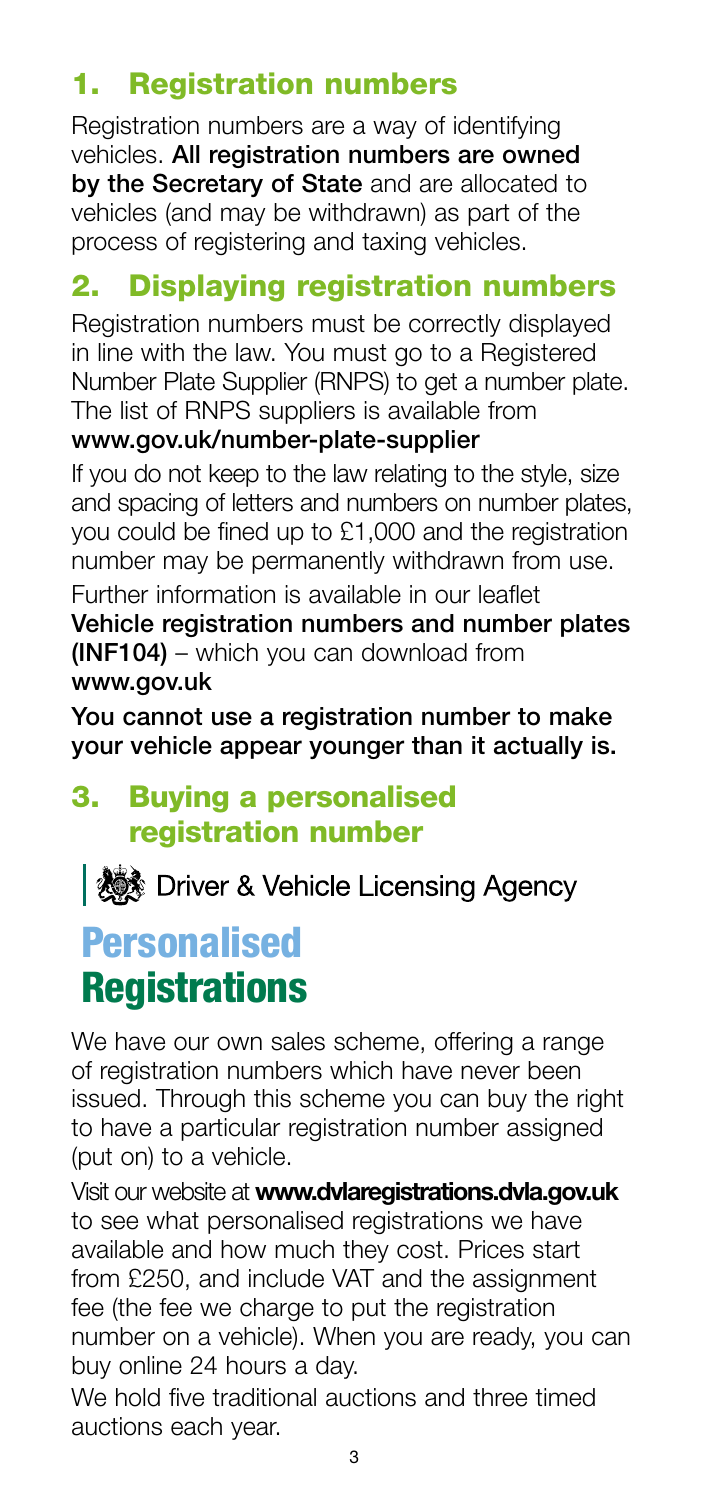## 1. Registration numbers

Registration numbers are a way of identifying vehicles. **All registration numbers are owned by the Secretary of State** and are allocated to vehicles (and may be withdrawn) as part of the process of registering and taxing vehicles.

## 2. Displaying registration numbers

Registration numbers must be correctly displayed in line with the law. You must go to a Registered Number Plate Supplier (RNPS) to get a number plate. The list of RNPS suppliers is available from **www.gov.uk/number-plate-supplier**

If you do not keep to the law relating to the style, size and spacing of letters and numbers on number plates, you could be fined up to £1,000 and the registration number may be permanently withdrawn from use.

Further information is available in our leaflet **Vehicle registration numbers and number plates (INF104)** – which you can download from **www.gov.uk**

**You cannot use a registration number to make your vehicle appear younger than it actually is.**

## 3. Buying a personalised registration number

Driver & Vehicle Licensing Agency

# Personalised Registrations

We have our own sales scheme, offering a range of registration numbers which have never been issued. Through this scheme you can buy the right to have a particular registration number assigned (put on) to a vehicle.

Visit our website at **www.dvlaregistrations.dvla.gov.uk** to see what personalised registrations we have available and how much they cost. Prices start from £250, and include VAT and the assignment fee (the fee we charge to put the registration number on a vehicle). When you are ready, you can buy online 24 hours a day.

We hold five traditional auctions and three timed auctions each year.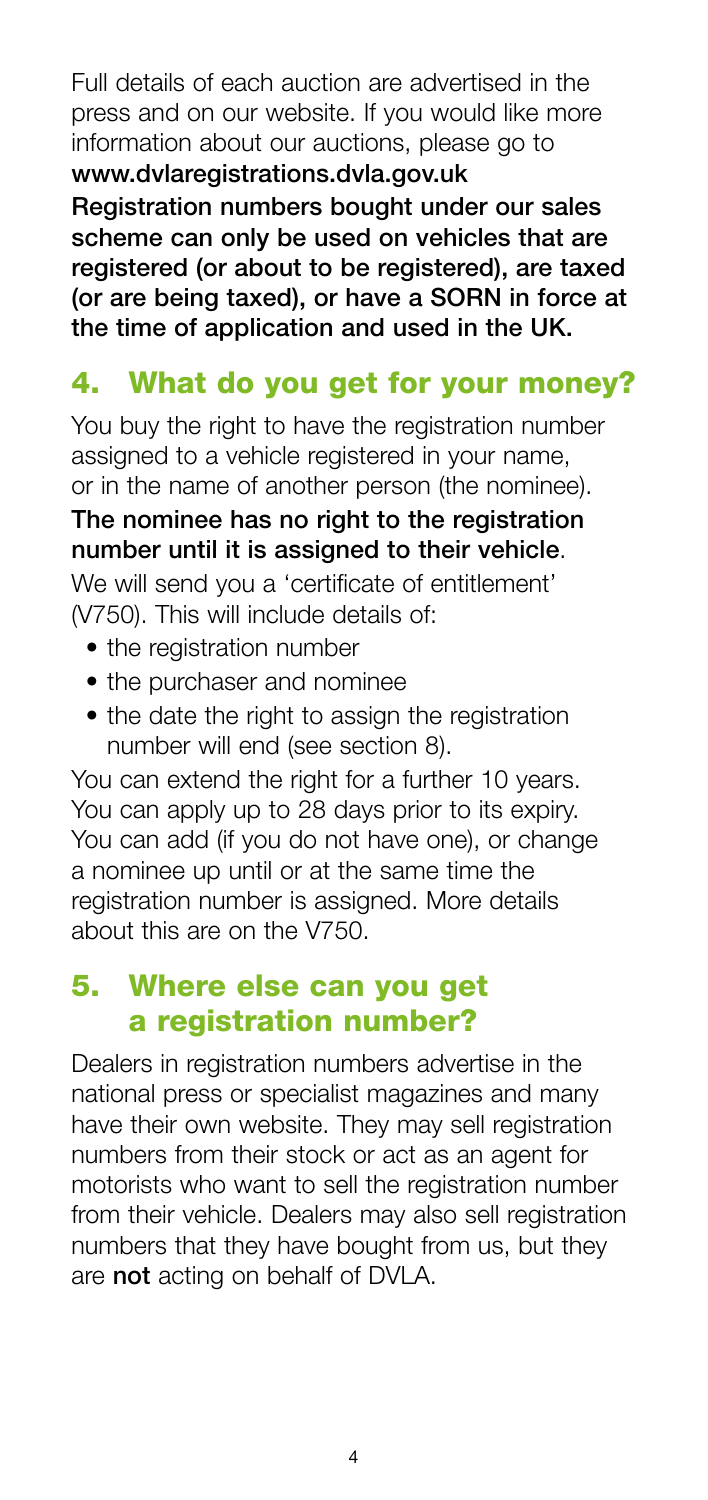Full details of each auction are advertised in the press and on our website. If you would like more information about our auctions, please go to **www.dvlaregistrations.dvla.gov.uk**

**Registration numbers bought under our sales scheme can only be used on vehicles that are registered (or about to be registered), are taxed (or are being taxed), or have a SORN in force at the time of application and used in the UK.**

## 4. What do you get for your money?

You buy the right to have the registration number assigned to a vehicle registered in your name, or in the name of another person (the nominee).

**The nominee has no right to the registration number until it is assigned to their vehicle**.

We will send you a 'certificate of entitlement' (V750). This will include details of:

- the registration number
- the purchaser and nominee
- the date the right to assign the registration number will end (see section 8).

You can extend the right for a further 10 years. You can apply up to 28 days prior to its expiry. You can add (if you do not have one), or change a nominee up until or at the same time the registration number is assigned. More details about this are on the V750.

## 5. Where else can you get a registration number?

Dealers in registration numbers advertise in the national press or specialist magazines and many have their own website. They may sell registration numbers from their stock or act as an agent for motorists who want to sell the registration number from their vehicle. Dealers may also sell registration numbers that they have bought from us, but they are **not** acting on behalf of DVLA.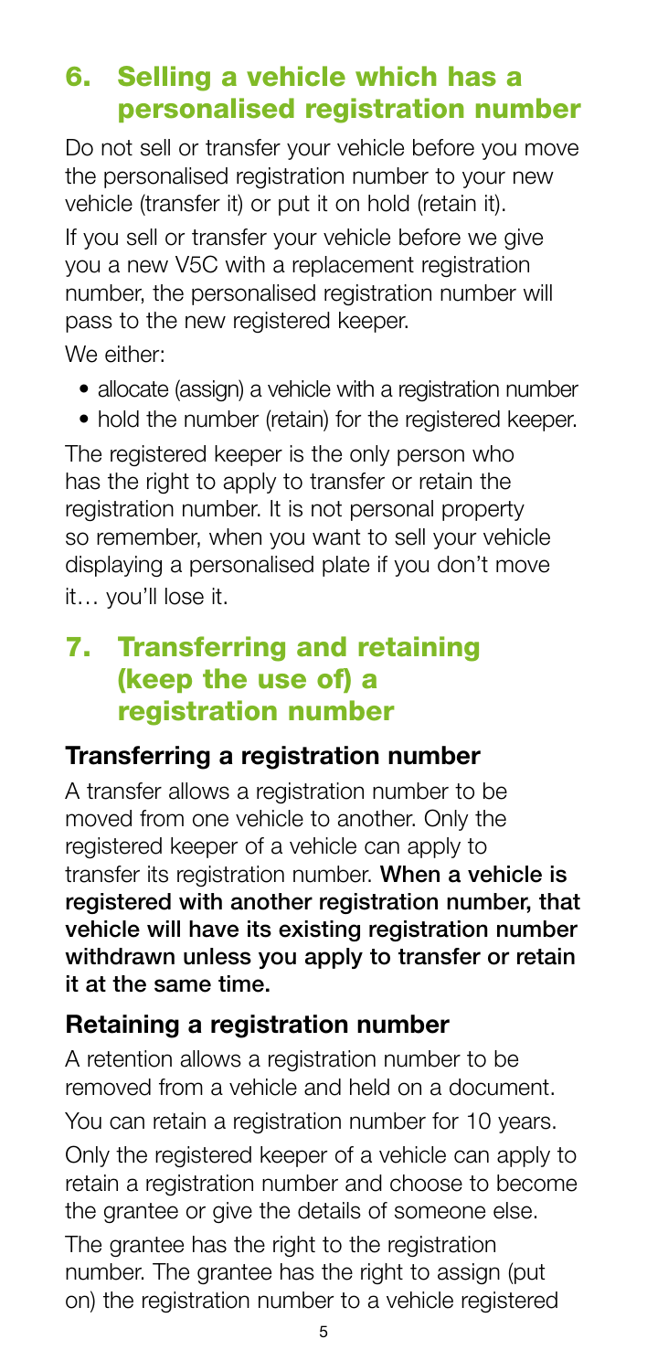## 6. Selling a vehicle which has a personalised registration number

Do not sell or transfer your vehicle before you move the personalised registration number to your new vehicle (transfer it) or put it on hold (retain it).

If you sell or transfer your vehicle before we give you a new V5C with a replacement registration number, the personalised registration number will pass to the new registered keeper.

We either:

- allocate (assign) a vehicle with a registration number
- hold the number (retain) for the registered keeper.

The registered keeper is the only person who has the right to apply to transfer or retain the registration number. It is not personal property so remember, when you want to sell your vehicle displaying a personalised plate if you don't move it… you'll lose it.

## 7. Transferring and retaining (keep the use of) a registration number

### Transferring a registration number

A transfer allows a registration number to be moved from one vehicle to another. Only the registered keeper of a vehicle can apply to transfer its registration number. **When a vehicle is registered with another registration number, that vehicle will have its existing registration number withdrawn unless you apply to transfer or retain it at the same time.**

### Retaining a registration number

A retention allows a registration number to be removed from a vehicle and held on a document.

You can retain a registration number for 10 years.

Only the registered keeper of a vehicle can apply to retain a registration number and choose to become the grantee or give the details of someone else.

The grantee has the right to the registration number. The grantee has the right to assign (put on) the registration number to a vehicle registered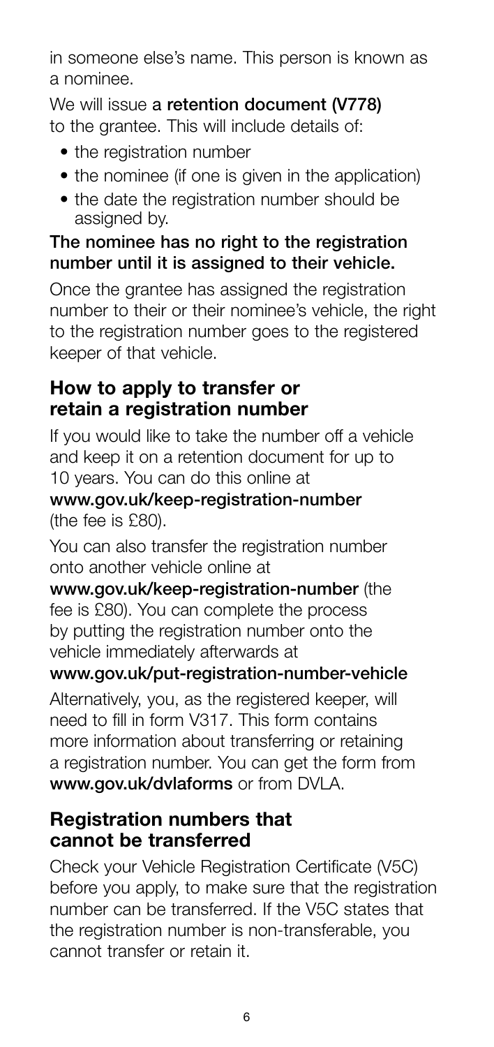in someone else's name. This person is known as a nominee.

We will issue a **retention document (V778)** to the grantee. This will include details of:

- the registration number
- the nominee (if one is given in the application)
- the date the registration number should be assigned by.

**The nominee has no right to the registration number until it is assigned to their vehicle.**

Once the grantee has assigned the registration number to their or their nominee's vehicle, the right to the registration number goes to the registered keeper of that vehicle.

## How to apply to transfer or retain a registration number

If you would like to take the number off a vehicle and keep it on a retention document for up to 10 years. You can do this online at **www.gov.uk/keep-registration-number** (the fee is £80).

You can also transfer the registration number onto another vehicle online at **www.gov.uk/keep-registration-number** (the fee is £80). You can complete the process by putting the registration number onto the vehicle immediately afterwards at **www.gov.uk/put-registration-number-vehicle**

Alternatively, you, as the registered keeper, will need to fill in form V317. This form contains more information about transferring or retaining a registration number. You can get the form from **www.gov.uk/dvlaforms** or from DVLA.

## Registration numbers that cannot be transferred

Check your Vehicle Registration Certificate (V5C) before you apply, to make sure that the registration number can be transferred. If the V5C states that the registration number is non-transferable, you cannot transfer or retain it.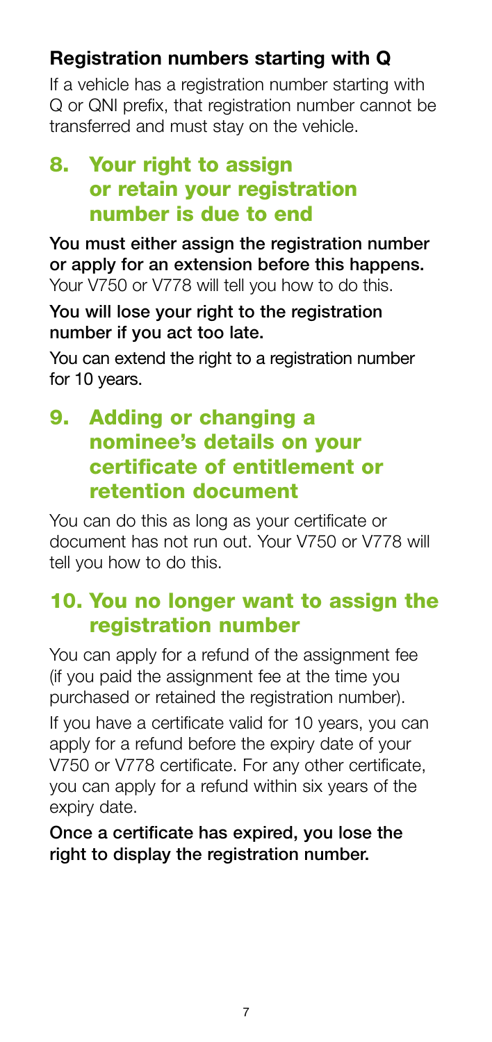### Registration numbers starting with Q

If a vehicle has a registration number starting with Q or QNI prefix, that registration number cannot be transferred and must stay on the vehicle.

## 8. Your right to assign or retain your registration number is due to end

**You must either assign the registration number or apply for an extension before this happens.** Your V750 or V778 will tell you how to do this.

**You will lose your right to the registration number if you act too late.**

You can extend the right to a registration number for 10 years.

## 9. Adding or changing a nominee's details on your certificate of entitlement or retention document

You can do this as long as your certificate or document has not run out. Your V750 or V778 will tell you how to do this.

## 10. You no longer want to assign the registration number

You can apply for a refund of the assignment fee (if you paid the assignment fee at the time you purchased or retained the registration number).

If you have a certificate valid for 10 years, you can apply for a refund before the expiry date of your V750 or V778 certificate. For any other certificate, you can apply for a refund within six years of the expiry date.

**Once a certificate has expired, you lose the right to display the registration number.**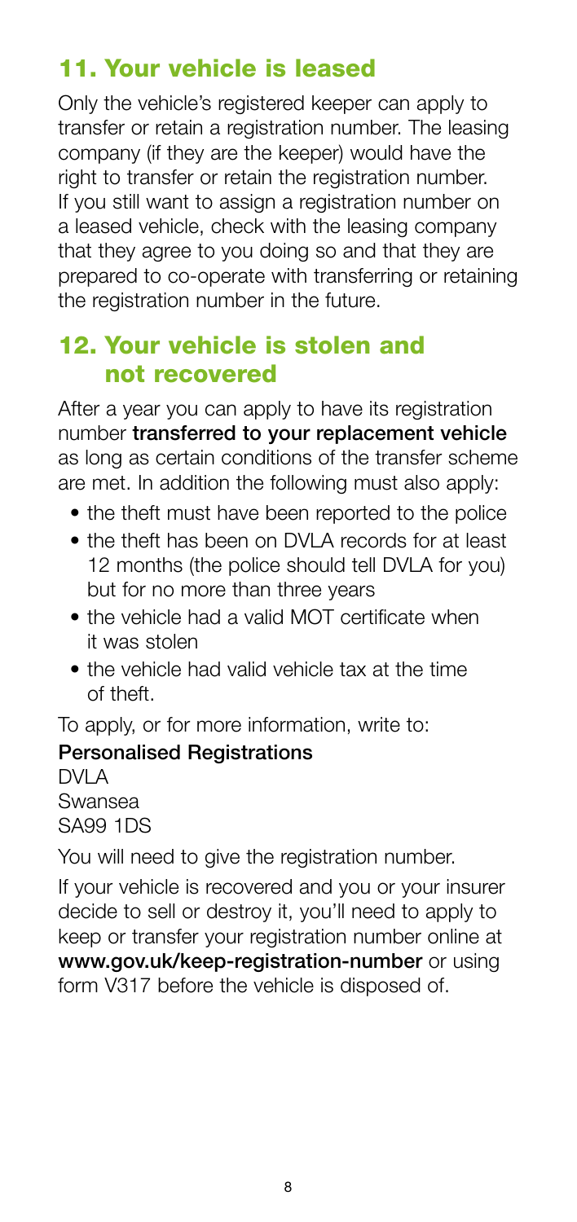## 11. Your vehicle is leased

Only the vehicle's registered keeper can apply to transfer or retain a registration number. The leasing company (if they are the keeper) would have the right to transfer or retain the registration number. If you still want to assign a registration number on a leased vehicle, check with the leasing company that they agree to you doing so and that they are prepared to co-operate with transferring or retaining the registration number in the future.

## 12. Your vehicle is stolen and not recovered

After a year you can apply to have its registration number **transferred to your replacement vehicle** as long as certain conditions of the transfer scheme are met. In addition the following must also apply:

- the theft must have been reported to the police
- the theft has been on DVLA records for at least 12 months (the police should tell DVLA for you) but for no more than three years
- the vehicle had a valid MOT certificate when it was stolen
- the vehicle had valid vehicle tax at the time of theft.

To apply, or for more information, write to:

**Personalised Registrations**
DVLA
Swansea
SA99 1DS

You will need to give the registration number.

If your vehicle is recovered and you or your insurer decide to sell or destroy it, you'll need to apply to keep or transfer your registration number online at **www.gov.uk/keep-registration-number** or using form V317 before the vehicle is disposed of.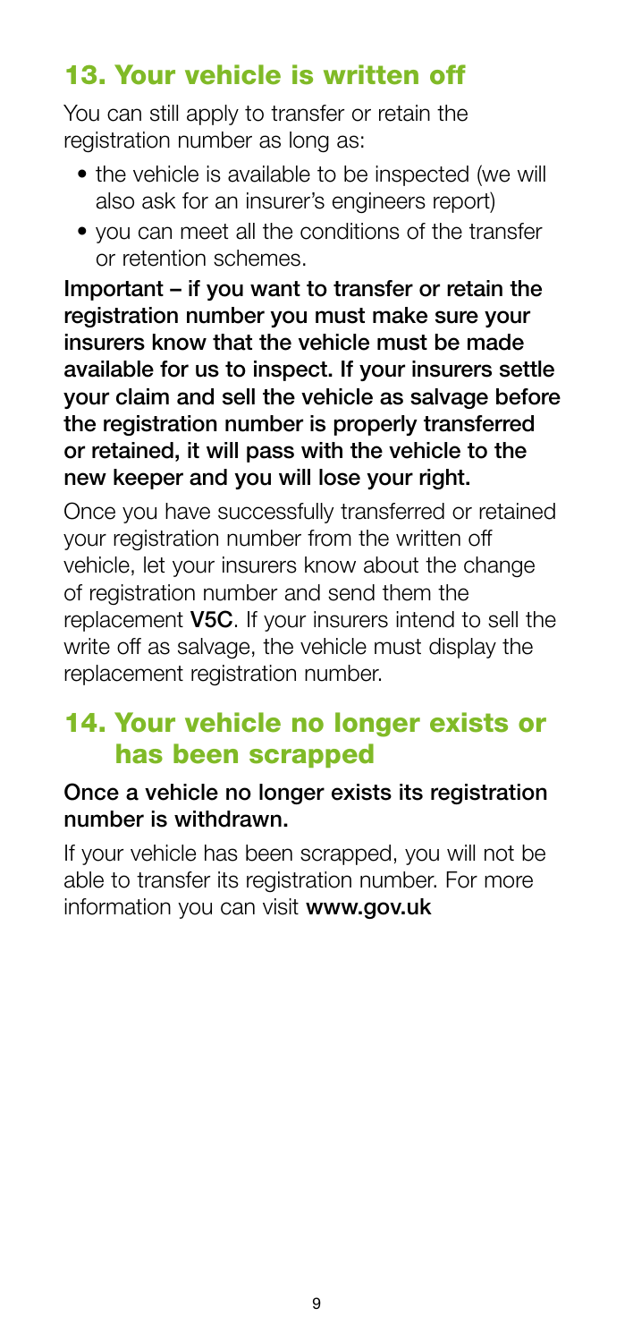## 13. Your vehicle is written off

You can still apply to transfer or retain the registration number as long as:

- the vehicle is available to be inspected (we will also ask for an insurer's engineers report)
- you can meet all the conditions of the transfer or retention schemes.

**Important – if you want to transfer or retain the registration number you must make sure your insurers know that the vehicle must be made available for us to inspect. If your insurers settle your claim and sell the vehicle as salvage before the registration number is properly transferred or retained, it will pass with the vehicle to the new keeper and you will lose your right.**

Once you have successfully transferred or retained your registration number from the written off vehicle, let your insurers know about the change of registration number and send them the replacement **V5C**. If your insurers intend to sell the write off as salvage, the vehicle must display the replacement registration number.

## 14. Your vehicle no longer exists or has been scrapped

**Once a vehicle no longer exists its registration number is withdrawn.**

If your vehicle has been scrapped, you will not be able to transfer its registration number. For more information you can visit **www.gov.uk**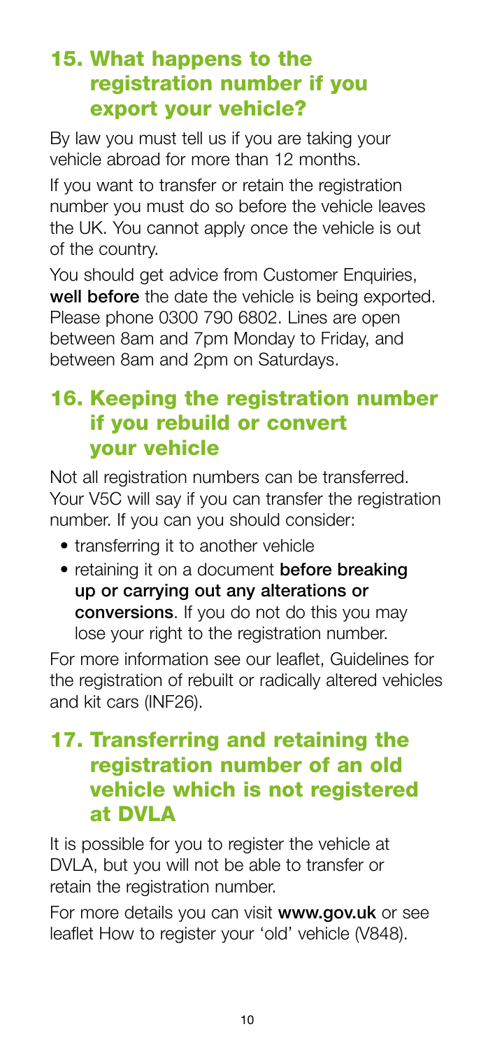## 15. What happens to the registration number if you export your vehicle?

By law you must tell us if you are taking your vehicle abroad for more than 12 months.

If you want to transfer or retain the registration number you must do so before the vehicle leaves the UK. You cannot apply once the vehicle is out of the country.

You should get advice from Customer Enquiries, **well before** the date the vehicle is being exported. Please phone 0300 790 6802. Lines are open between 8am and 7pm Monday to Friday, and between 8am and 2pm on Saturdays.

## 16. Keeping the registration number if you rebuild or convert your vehicle

Not all registration numbers can be transferred. Your V5C will say if you can transfer the registration number. If you can you should consider:

- transferring it to another vehicle
- retaining it on a document **before breaking up or carrying out any alterations or conversions**. If you do not do this you may lose your right to the registration number.

For more information see our leaflet, Guidelines for the registration of rebuilt or radically altered vehicles and kit cars (INF26).

## 17. Transferring and retaining the registration number of an old vehicle which is not registered at DVLA

It is possible for you to register the vehicle at DVLA, but you will not be able to transfer or retain the registration number.

For more details you can visit **www.gov.uk** or see leaflet How to register your 'old' vehicle (V848).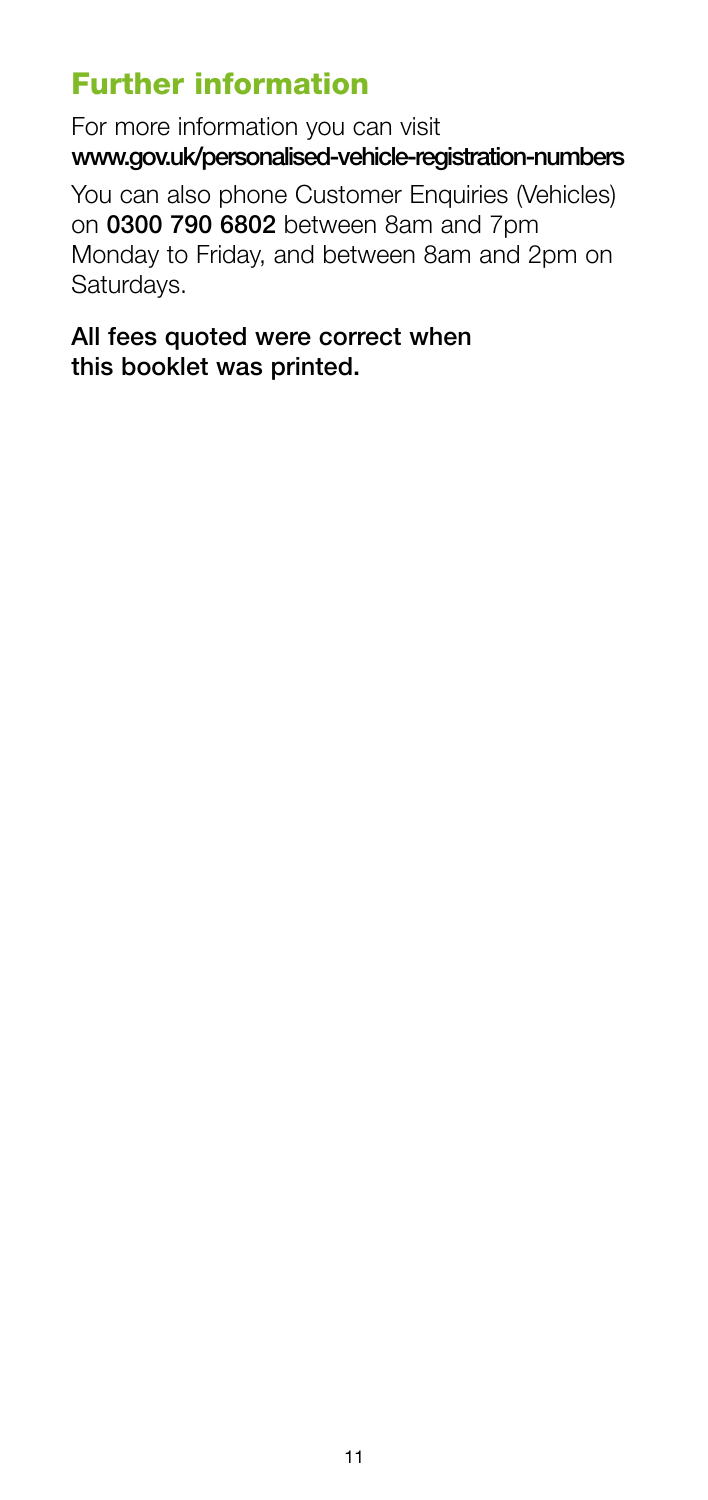## Further information

For more information you can visit **www.gov.uk/personalised-vehicle-registration-numbers**

You can also phone Customer Enquiries (Vehicles) on **0300 790 6802** between 8am and 7pm Monday to Friday, and between 8am and 2pm on Saturdays.

**All fees quoted were correct when this booklet was printed.**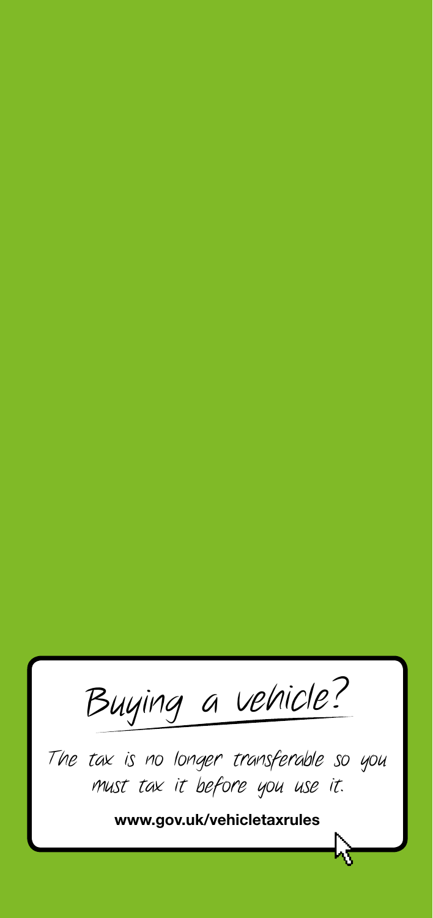# Buying a vehicle?

The tax is no longer transferable so you must tax it before you use it.

**www.gov.uk/vehicletaxrules**